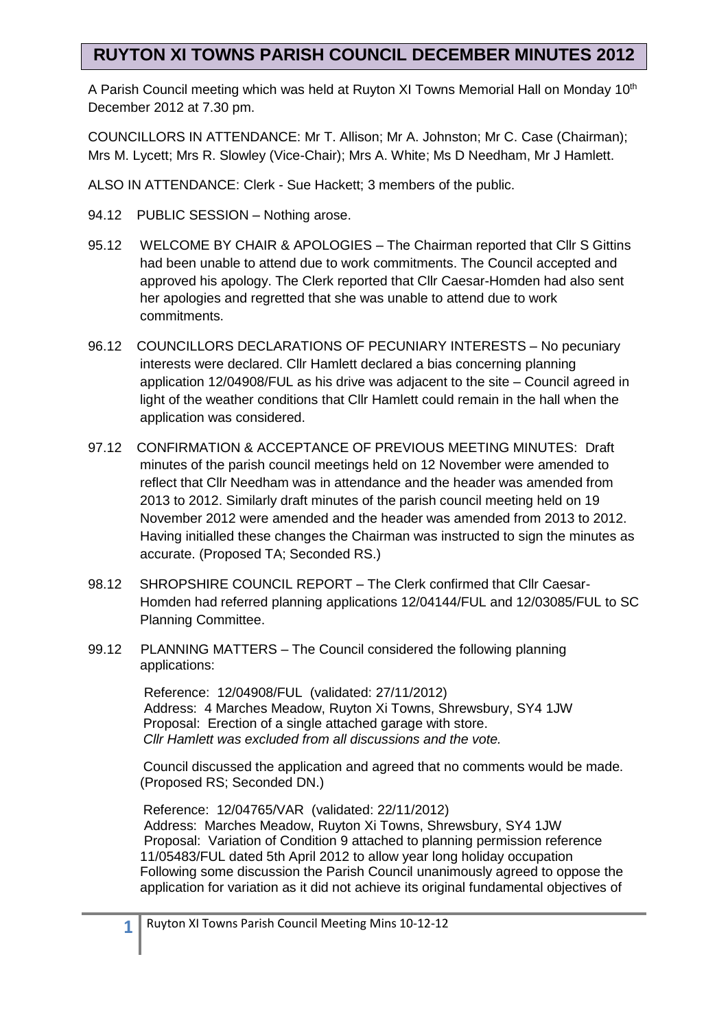# RUYTON XI TOWNS PARISH COUNCIL DECEMBER MINUTES 2012

A Parish Council meeting which was held at Ruyton XI Towns Memorial Hall on Monday 10th December 2012 at 7.30 pm.

COUNCILLORS IN ATTENDANCE: Mr T. Allison; Mr A. Johnston; Mr C. Case (Chairman); Mrs M. Lycett; Mrs R. Slowley (Vice-Chair); Mrs A. White; Ms D Needham, Mr J Hamlett.

ALSO IN ATTENDANCE: Clerk - Sue Hackett; 3 members of the public.

94.12 PUBLIC SESSION – Nothing arose.

95.12 WELCOME BY CHAIR & APOLOGIES – The Chairman reported that Cllr S Gittins had been unable to attend due to work commitments. The Council accepted and approved his apology. The Clerk reported that Cllr Caesar-Homden had also sent her apologies and regretted that she was unable to attend due to work commitments.

96.12 COUNCILLORS DECLARATIONS OF PECUNIARY INTERESTS – No pecuniary interests were declared. Cllr Hamlett declared a bias concerning planning application 12/04908/FUL as his drive was adjacent to the site – Council agreed in light of the weather conditions that Cllr Hamlett could remain in the hall when the application was considered.

97.12 CONFIRMATION & ACCEPTANCE OF PREVIOUS MEETING MINUTES: Draft minutes of the parish council meetings held on 12 November were amended to reflect that Cllr Needham was in attendance and the header was amended from 2013 to 2012. Similarly draft minutes of the parish council meeting held on 19 November 2012 were amended and the header was amended from 2013 to 2012. Having initialled these changes the Chairman was instructed to sign the minutes as accurate. (Proposed TA; Seconded RS.)

98.12 SHROPSHIRE COUNCIL REPORT – The Clerk confirmed that Cllr Caesar-Homden had referred planning applications 12/04144/FUL and 12/03085/FUL to SC Planning Committee.

99.12 PLANNING MATTERS – The Council considered the following planning applications:

Reference: 12/04908/FUL (validated: 27/11/2012)
Address: 4 Marches Meadow, Ruyton Xi Towns, Shrewsbury, SY4 1JW
Proposal: Erection of a single attached garage with store.
*Cllr Hamlett was excluded from all discussions and the vote.*

Council discussed the application and agreed that no comments would be made. (Proposed RS; Seconded DN.)

Reference: 12/04765/VAR (validated: 22/11/2012)
Address: Marches Meadow, Ruyton Xi Towns, Shrewsbury, SY4 1JW
Proposal: Variation of Condition 9 attached to planning permission reference 11/05483/FUL dated 5th April 2012 to allow year long holiday occupation
Following some discussion the Parish Council unanimously agreed to oppose the application for variation as it did not achieve its original fundamental objectives of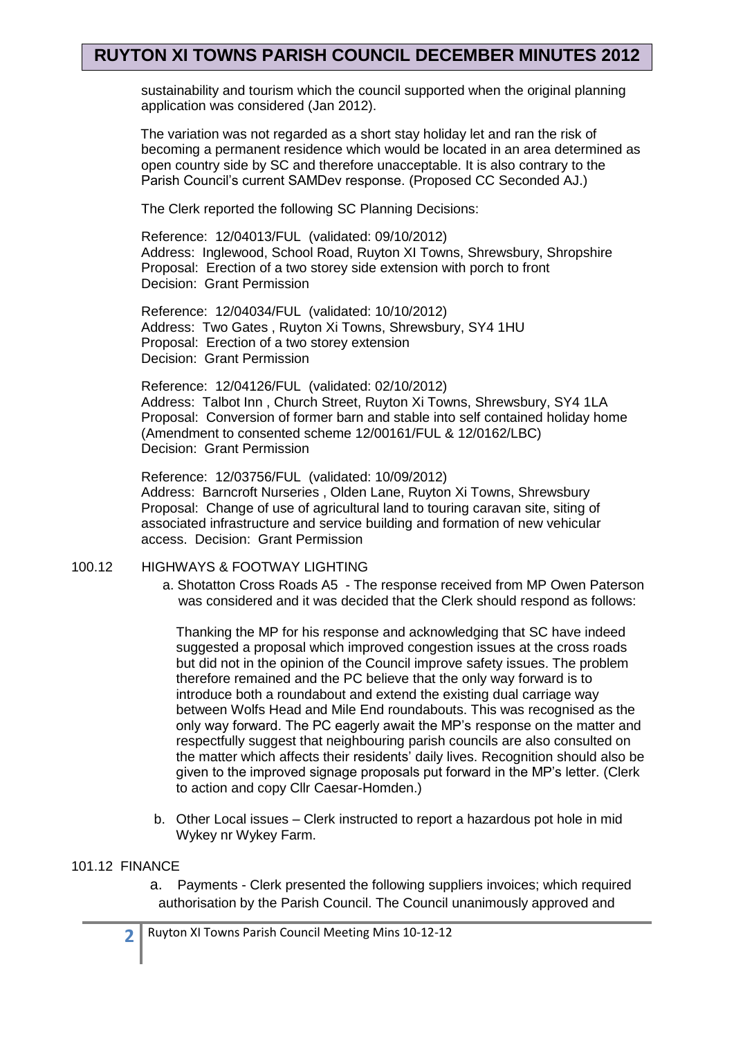sustainability and tourism which the council supported when the original planning application was considered (Jan 2012).

The variation was not regarded as a short stay holiday let and ran the risk of becoming a permanent residence which would be located in an area determined as open country side by SC and therefore unacceptable. It is also contrary to the Parish Council's current SAMDev response. (Proposed CC Seconded AJ.)

The Clerk reported the following SC Planning Decisions:

Reference: 12/04013/FUL (validated: 09/10/2012)
Address: Inglewood, School Road, Ruyton XI Towns, Shrewsbury, Shropshire
Proposal: Erection of a two storey side extension with porch to front
Decision: Grant Permission

Reference: 12/04034/FUL (validated: 10/10/2012)
Address: Two Gates , Ruyton Xi Towns, Shrewsbury, SY4 1HU
Proposal: Erection of a two storey extension
Decision: Grant Permission

Reference: 12/04126/FUL (validated: 02/10/2012)
Address: Talbot Inn , Church Street, Ruyton Xi Towns, Shrewsbury, SY4 1LA
Proposal: Conversion of former barn and stable into self contained holiday home (Amendment to consented scheme 12/00161/FUL & 12/0162/LBC)
Decision: Grant Permission

Reference: 12/03756/FUL (validated: 10/09/2012)
Address: Barncroft Nurseries , Olden Lane, Ruyton Xi Towns, Shrewsbury
Proposal: Change of use of agricultural land to touring caravan site, siting of associated infrastructure and service building and formation of new vehicular access. Decision: Grant Permission

100.12 HIGHWAYS & FOOTWAY LIGHTING

a. Shotatton Cross Roads A5 - The response received from MP Owen Paterson was considered and it was decided that the Clerk should respond as follows:

Thanking the MP for his response and acknowledging that SC have indeed suggested a proposal which improved congestion issues at the cross roads but did not in the opinion of the Council improve safety issues. The problem therefore remained and the PC believe that the only way forward is to introduce both a roundabout and extend the existing dual carriage way between Wolfs Head and Mile End roundabouts. This was recognised as the only way forward. The PC eagerly await the MP's response on the matter and respectfully suggest that neighbouring parish councils are also consulted on the matter which affects their residents' daily lives. Recognition should also be given to the improved signage proposals put forward in the MP's letter. (Clerk to action and copy Cllr Caesar-Homden.)

b. Other Local issues – Clerk instructed to report a hazardous pot hole in mid Wykey nr Wykey Farm.

101.12 FINANCE

a. Payments - Clerk presented the following suppliers invoices; which required authorisation by the Parish Council. The Council unanimously approved and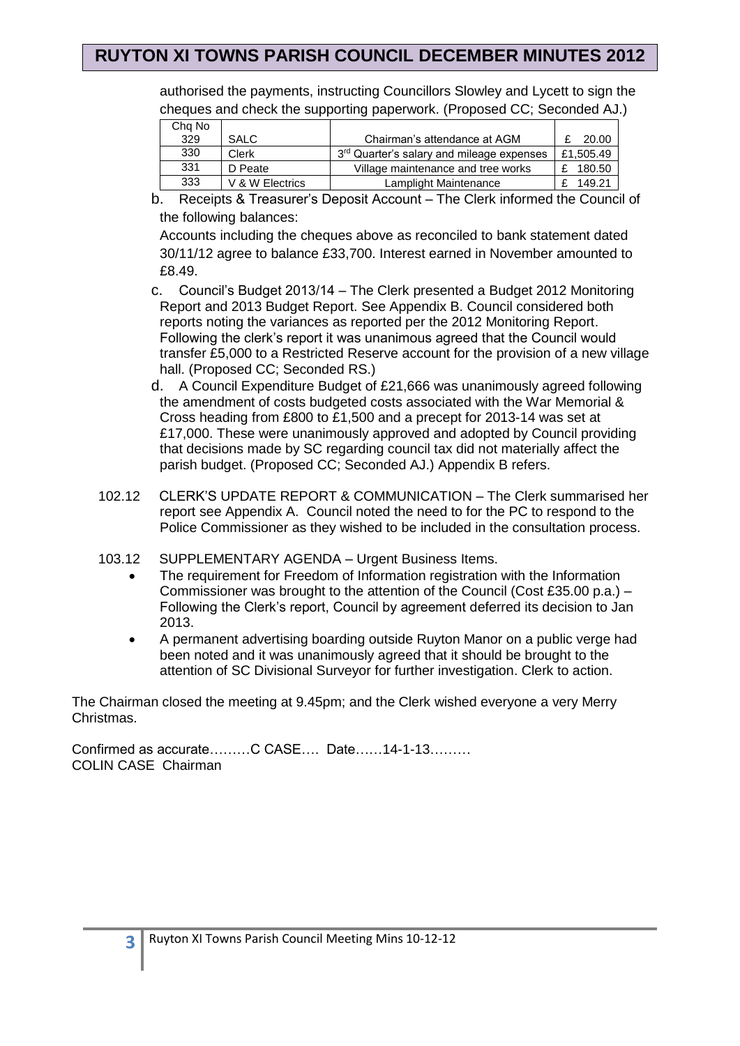authorised the payments, instructing Councillors Slowley and Lycett to sign the cheques and check the supporting paperwork. (Proposed CC; Seconded AJ.)

| Chq No | | | |
|---|---|---|---|
| 329 | SALC | Chairman's attendance at AGM | £ 20.00 |
| 330 | Clerk | 3rd Quarter's salary and mileage expenses | £1,505.49 |
| 331 | D Peate | Village maintenance and tree works | £ 180.50 |
| 333 | V & W Electrics | Lamplight Maintenance | £ 149.21 |

b. Receipts & Treasurer's Deposit Account – The Clerk informed the Council of the following balances:
Accounts including the cheques above as reconciled to bank statement dated 30/11/12 agree to balance £33,700. Interest earned in November amounted to £8.49.

c. Council's Budget 2013/14 – The Clerk presented a Budget 2012 Monitoring Report and 2013 Budget Report. See Appendix B. Council considered both reports noting the variances as reported per the 2012 Monitoring Report. Following the clerk's report it was unanimous agreed that the Council would transfer £5,000 to a Restricted Reserve account for the provision of a new village hall. (Proposed CC; Seconded RS.)

d. A Council Expenditure Budget of £21,666 was unanimously agreed following the amendment of costs budgeted costs associated with the War Memorial & Cross heading from £800 to £1,500 and a precept for 2013-14 was set at £17,000. These were unanimously approved and adopted by Council providing that decisions made by SC regarding council tax did not materially affect the parish budget. (Proposed CC; Seconded AJ.) Appendix B refers.

102.12 CLERK'S UPDATE REPORT & COMMUNICATION – The Clerk summarised her report see Appendix A. Council noted the need to for the PC to respond to the Police Commissioner as they wished to be included in the consultation process.

103.12 SUPPLEMENTARY AGENDA – Urgent Business Items.

- The requirement for Freedom of Information registration with the Information Commissioner was brought to the attention of the Council (Cost £35.00 p.a.) – Following the Clerk's report, Council by agreement deferred its decision to Jan 2013.
- A permanent advertising boarding outside Ruyton Manor on a public verge had been noted and it was unanimously agreed that it should be brought to the attention of SC Divisional Surveyor for further investigation. Clerk to action.

The Chairman closed the meeting at 9.45pm; and the Clerk wished everyone a very Merry Christmas.

Confirmed as accurate………C CASE…. Date……14-1-13………
COLIN CASE Chairman